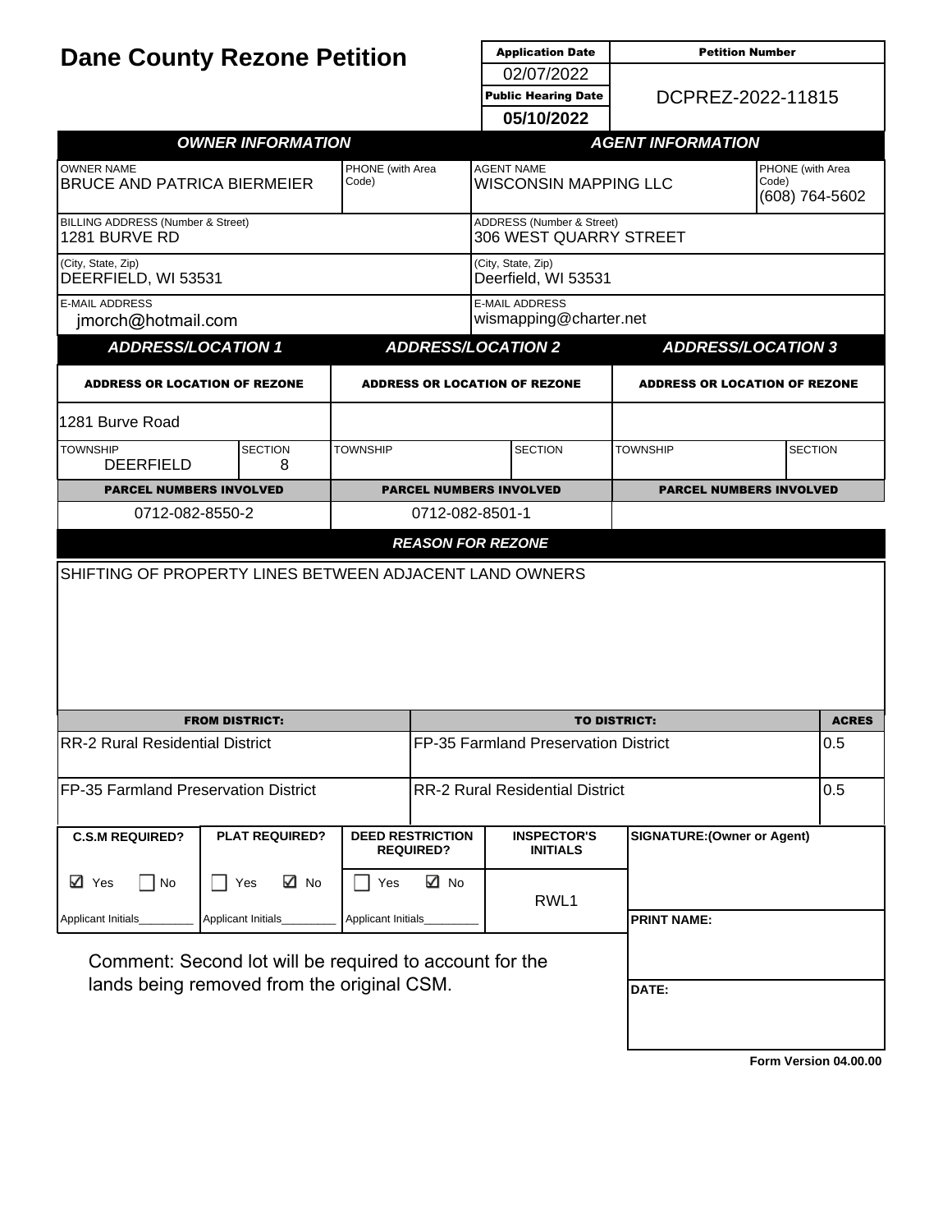# Dane County Rezone Petition

| Application Date | Petition Number |
|---|---|
| 02/07/2022 | DCPREZ-2022-11815 |
| **Public Hearing Date** | |
| **05/10/2022** | |

## OWNER INFORMATION

| OWNER NAME | PHONE (with Area Code) |
|---|---|
| BRUCE AND PATRICA BIERMEIER | |

BILLING ADDRESS (Number & Street): 1281 BURVE RD

(City, State, Zip): DEERFIELD, WI 53531

E-MAIL ADDRESS: jmorch@hotmail.com

## AGENT INFORMATION

| AGENT NAME | PHONE (with Area Code) |
|---|---|
| WISCONSIN MAPPING LLC | (608) 764-5602 |

ADDRESS (Number & Street): 306 WEST QUARRY STREET

(City, State, Zip): Deerfield, WI 53531

E-MAIL ADDRESS: wismapping@charter.net

## ADDRESS/LOCATION

| | ADDRESS/LOCATION 1 | | ADDRESS/LOCATION 2 | | ADDRESS/LOCATION 3 | |
|---|---|---|---|---|---|---|
| ADDRESS OR LOCATION OF REZONE | 1281 Burve Road | | | | | |
| | TOWNSHIP | SECTION | TOWNSHIP | SECTION | TOWNSHIP | SECTION |
| | DEERFIELD | 8 | | | | |
| PARCEL NUMBERS INVOLVED | 0712-082-8550-2 | | 0712-082-8501-1 | | | |

## REASON FOR REZONE

SHIFTING OF PROPERTY LINES BETWEEN ADJACENT LAND OWNERS

| FROM DISTRICT: | TO DISTRICT: | ACRES |
|---|---|---|
| RR-2 Rural Residential District | FP-35 Farmland Preservation District | 0.5 |
| FP-35 Farmland Preservation District | RR-2 Rural Residential District | 0.5 |

| C.S.M REQUIRED? | PLAT REQUIRED? | DEED RESTRICTION REQUIRED? | INSPECTOR'S INITIALS | SIGNATURE:(Owner or Agent) |
|---|---|---|---|---|
| ☑ Yes ☐ No | ☐ Yes ☑ No | ☐ Yes ☑ No | RWL1 | |
| Applicant Initials________ | Applicant Initials________ | Applicant Initials________ | | **PRINT NAME:** |
| | | | | **DATE:** |

Comment: Second lot will be required to account for the lands being removed from the original CSM.

Form Version 04.00.00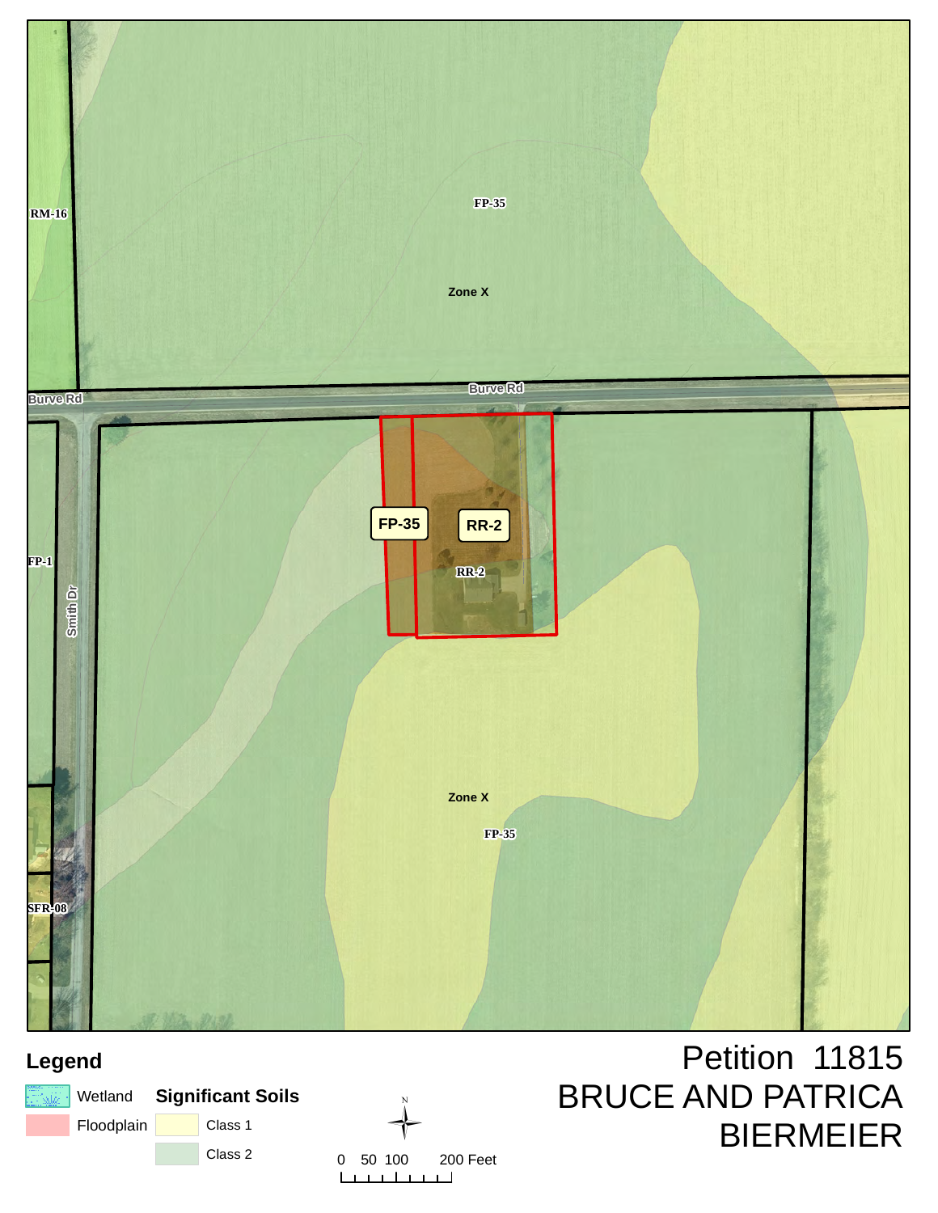RM-16

FP-35

Zone X

Burve Rd

Burve Rd

FP-35

RR-2

FP-1

Smith Dr

RR-2

Zone X

FP-35

SFR-08

## Legend

Wetland

Floodplain

**Significant Soils**

Class 1

Class 2

N

0 50 100 200 Feet

# Petition 11815
# BRUCE AND PATRICA BIERMEIER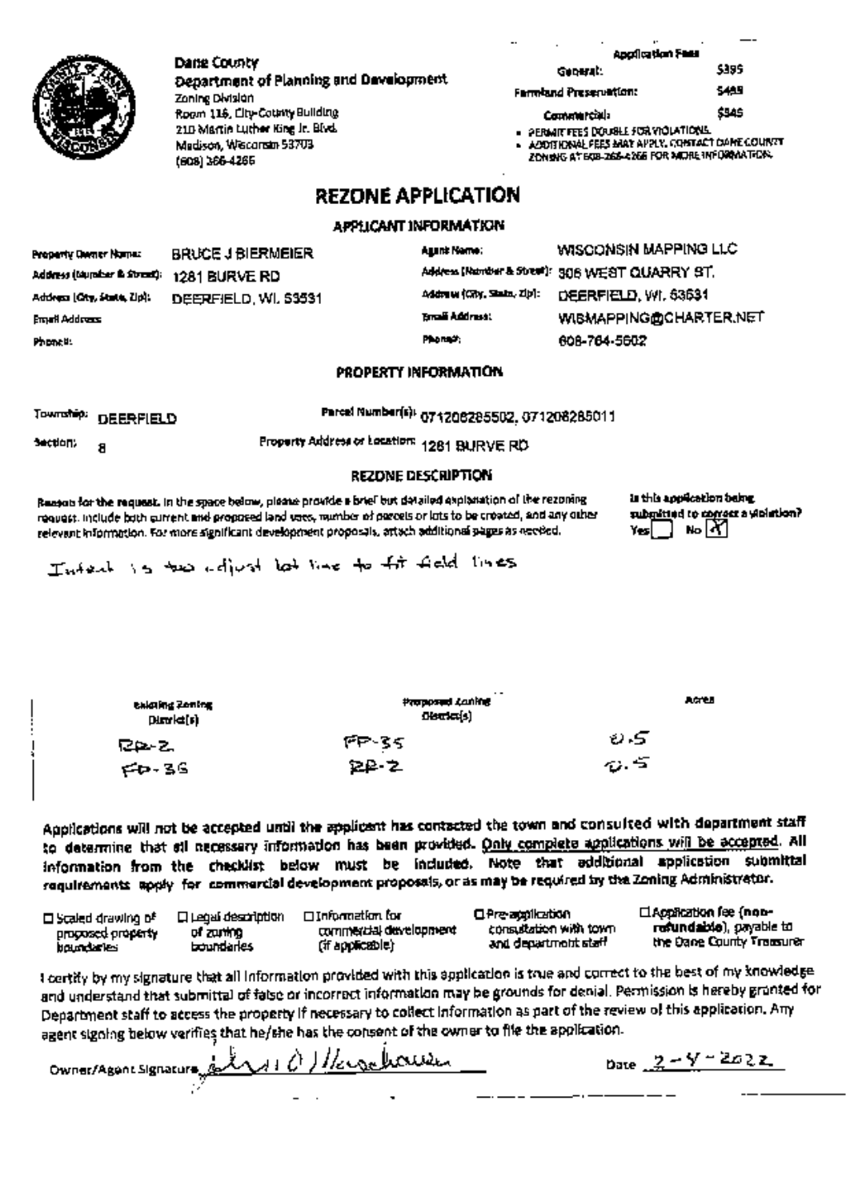Dane County
Department of Planning and Development
Zoning Division
Room 116, City-County Building
210 Martin Luther King Jr. Blvd.
Madison, Wisconsin 53703
(608) 266-4266

| Application Fees | |
|---|---|
| General: | $395 |
| Farmland Preservation: | $495 |
| Commercial: | $545 |

- PERMIT FEES DOUBLE FOR VIOLATIONS.
- ADDITIONAL FEES MAY APPLY. CONTACT DANE COUNTY ZONING AT 608-266-4266 FOR MORE INFORMATION.

# REZONE APPLICATION

## APPLICANT INFORMATION

| | | | |
|---|---|---|---|
| Property Owner Name: | BRUCE J BIERMEIER | Agent Name: | WISCONSIN MAPPING LLC |
| Address (Number & Street): | 1281 BURVE RD | Address (Number & Street): | 306 WEST QUARRY ST. |
| Address (City, State, Zip): | DEERFIELD, WI. 53531 | Address (City, State, Zip): | DEERFIELD, WI. 53531 |
| Email Address: | | Email Address: | WISMAPPING@CHARTER.NET |
| Phone#: | | Phone#: | 608-764-5602 |

## PROPERTY INFORMATION

| | | | |
|---|---|---|---|
| Township: | DEERFIELD | Parcel Number(s): | 071208285502, 071208285011 |
| Section: | 8 | Property Address or Location: | 1281 BURVE RD |

## REZONE DESCRIPTION

**Reason for the request.** In the space below, please provide a brief but detailed explanation of the rezoning request. Include both current and proposed land uses, number of parcels or lots to be created, and any other relevant information. For more significant development proposals, attach additional pages as needed.

Is this application being submitted to correct a violation? Yes [ ] No [X]

Intent is to adjust lot line to fit field lines

| Existing Zoning District(s) | Proposed Zoning District(s) | Acres |
|---|---|---|
| RR-2 | FP-35 | 0.5 |
| FP-35 | RR-2 | 0.5 |

**Applications will not be accepted until the applicant has contacted the town and consulted with department staff to determine that all necessary information has been provided. Only complete applications will be accepted. All information from the checklist below must be included. Note that additional application submittal requirements apply for commercial development proposals, or as may be required by the Zoning Administrator.**

- ☐ Scaled drawing of proposed property boundaries
- ☐ Legal description of zoning boundaries
- ☐ Information for commercial development (if applicable)
- ☐ Pre-application consultation with town and department staff
- ☐ Application fee (**non-refundable**), payable to the Dane County Treasurer

I certify by my signature that all information provided with this application is true and correct to the best of my knowledge and understand that submittal of false or incorrect information may be grounds for denial. Permission is hereby granted for Department staff to access the property if necessary to collect information as part of the review of this application. Any agent signing below verifies that he/she has the consent of the owner to file the application.

Owner/Agent Signature: [signature] Date: 2-4-2022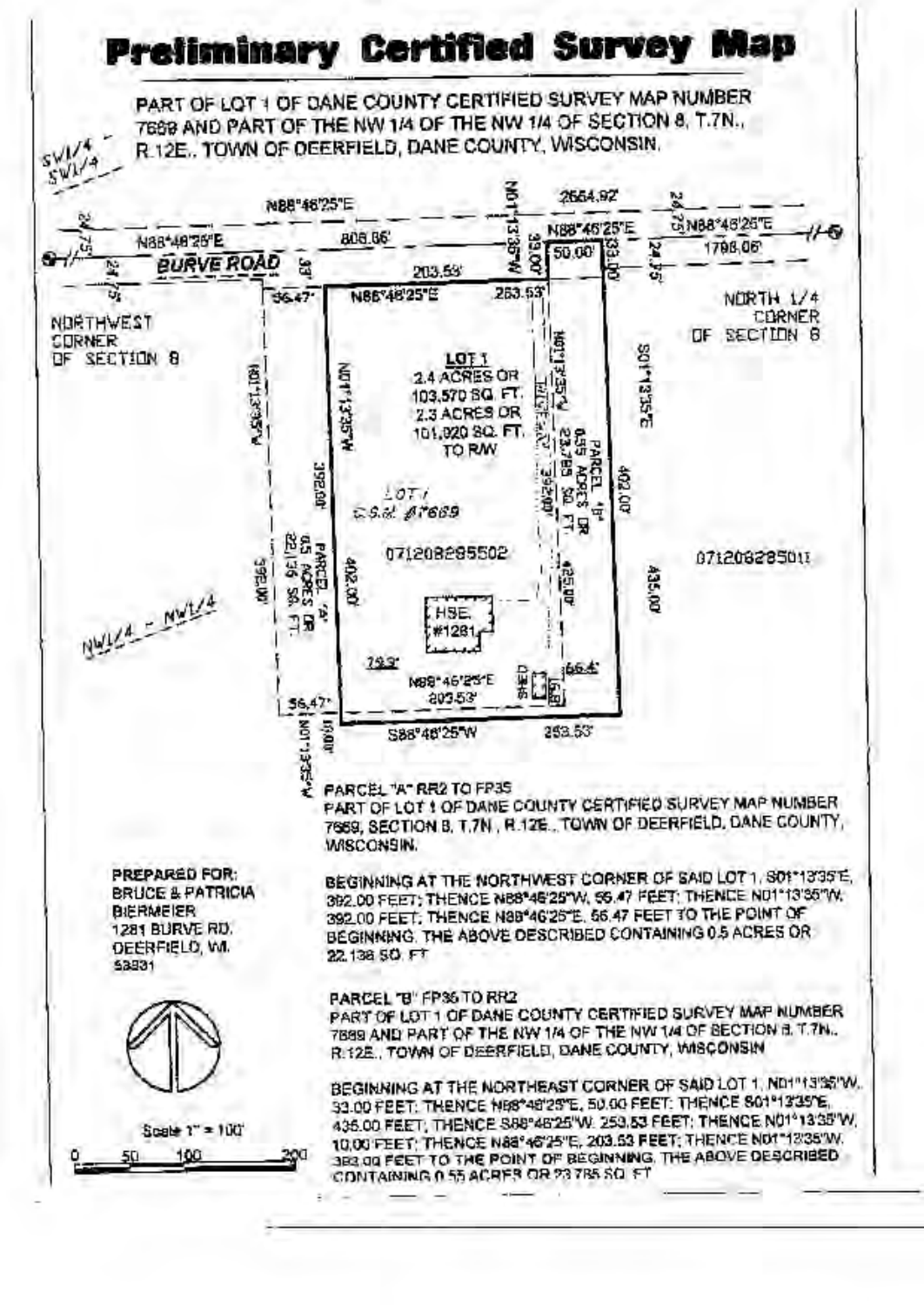# Preliminary Certified Survey Map

PART OF LOT 1 OF DANE COUNTY CERTIFIED SURVEY MAP NUMBER 7669 AND PART OF THE NW 1/4 OF THE NW 1/4 OF SECTION 8, T.7N., R.12E., TOWN OF DEERFIELD, DANE COUNTY, WISCONSIN.

SW1/4 - SW1/4

N88°46'25"E

N01°13'35"W

2664.92'

24.75'

N88°46'25"E

N88°46'25"E

806.66'

33.00'

50.00'

33.00'

24.75'

1798.06'

BURVE ROAD

33'

24.75'

203.53'

56.47'

N88°46'25"E

253.53'

NORTHWEST CORNER OF SECTION 8

NORTH 1/4 CORNER OF SECTION 8

LOT 1
2.4 ACRES OR
103,570 SQ. FT.
2.3 ACRES OR
101,020 SQ. FT.
TO R/W

N01°13'35"W

N01°13'35"W

S01°13'35"E

N01°13'35"W

PARCEL "B"
0.55 ACRES OR
23,785 SQ. FT.

392.00'

392.00'

402.00'

LOT 1
C.S.M. #7669

071208295502

0712082850011

392.00'

PARCEL "A"
0.5 ACRES OR
22,136 SQ. FT.

402.00'

425.00'

435.00'

NW1/4 - NW1/4

HSE.
#1281

79.9'

66.4'

N88°46'25"E
203.53'

SHED

56.47'

10.00'

N01°13'35"W

S88°46'25"W

253.53'

PARCEL "A" RR2 TO FP35
PART OF LOT 1 OF DANE COUNTY CERTIFIED SURVEY MAP NUMBER 7669, SECTION 8, T.7N., R.12E., TOWN OF DEERFIELD, DANE COUNTY, WISCONSIN.

BEGINNING AT THE NORTHWEST CORNER OF SAID LOT 1, S01°13'35"E, 392.00 FEET; THENCE N88°46'25"W, 56.47 FEET; THENCE N01°13'35"W, 392.00 FEET; THENCE N88°46'25"E, 56.47 FEET TO THE POINT OF BEGINNING. THE ABOVE DESCRIBED CONTAINING 0.5 ACRES OR 22,136 SQ. FT.

PREPARED FOR:
BRUCE & PATRICIA BIERMEIER
1281 BURVE RD.
DEERFIELD, WI.
53531

PARCEL "B" FP35 TO RR2
PART OF LOT 1 OF DANE COUNTY CERTIFIED SURVEY MAP NUMBER 7669 AND PART OF THE NW 1/4 OF THE NW 1/4 OF SECTION 8, T.7N., R.12E., TOWN OF DEERFIELD, DANE COUNTY, WISCONSIN

BEGINNING AT THE NORTHEAST CORNER OF SAID LOT 1, N01°13'35"W, 33.00 FEET; THENCE N88°46'25"E, 50.00 FEET; THENCE S01°13'35"E, 435.00 FEET; THENCE S88°46'25"W, 253.53 FEET; THENCE N01°13'35"W, 10.00 FEET; THENCE N88°46'25"E, 203.53 FEET; THENCE N01°13'35"W, 392.00 FEET TO THE POINT OF BEGINNING. THE ABOVE DESCRIBED CONTAINING 0.55 ACRES OR 23,785 SQ. FT.

Scale 1" = 100'

0 50 100 200